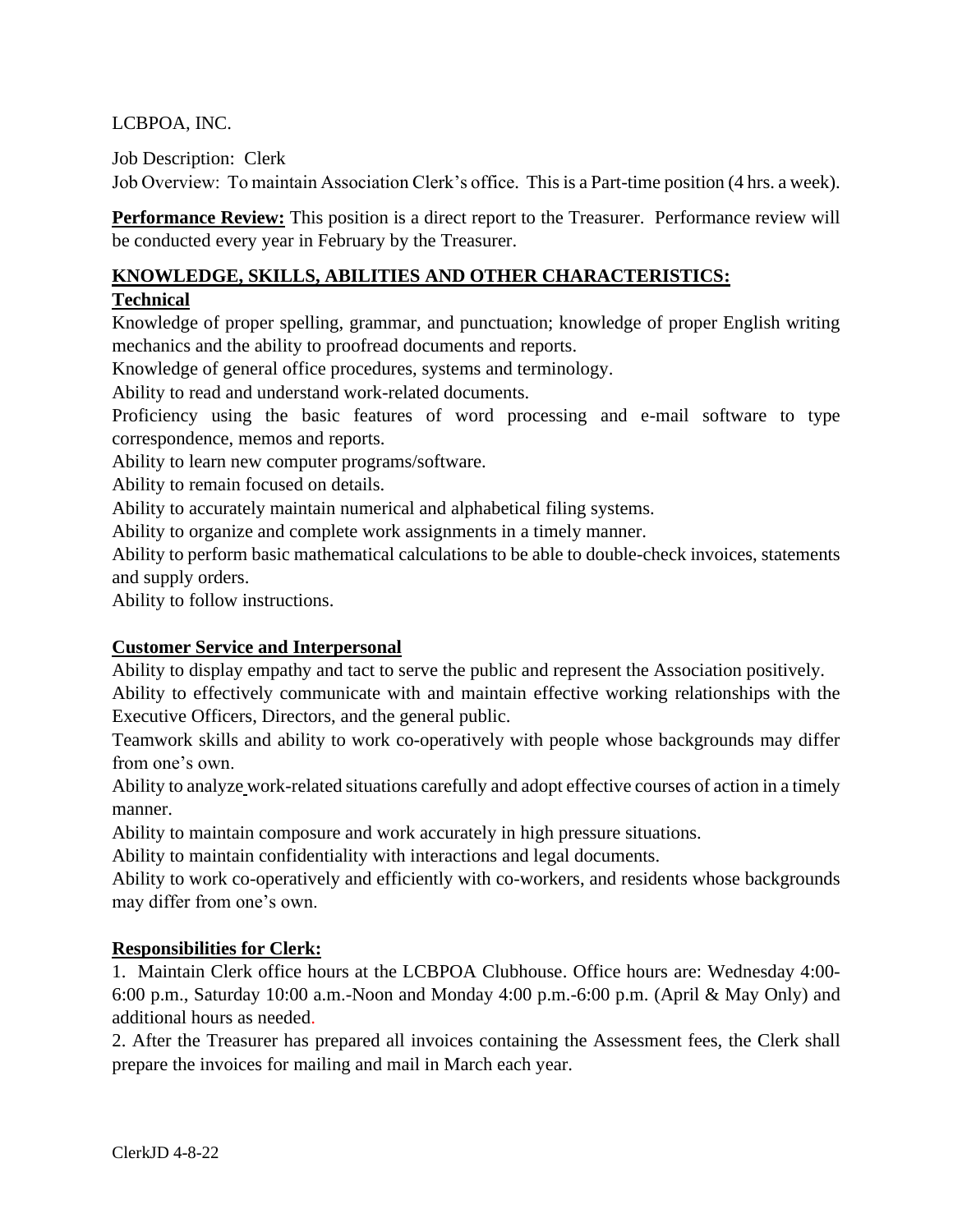LCBPOA, INC.

Job Description: Clerk
Job Overview: To maintain Association Clerk's office. This is a Part-time position (4 hrs. a week).

**Performance Review:** This position is a direct report to the Treasurer. Performance review will be conducted every year in February by the Treasurer.

## KNOWLEDGE, SKILLS, ABILITIES AND OTHER CHARACTERISTICS:

### Technical

Knowledge of proper spelling, grammar, and punctuation; knowledge of proper English writing mechanics and the ability to proofread documents and reports.
Knowledge of general office procedures, systems and terminology.
Ability to read and understand work-related documents.
Proficiency using the basic features of word processing and e-mail software to type correspondence, memos and reports.
Ability to learn new computer programs/software.
Ability to remain focused on details.
Ability to accurately maintain numerical and alphabetical filing systems.
Ability to organize and complete work assignments in a timely manner.
Ability to perform basic mathematical calculations to be able to double-check invoices, statements and supply orders.
Ability to follow instructions.

### Customer Service and Interpersonal

Ability to display empathy and tact to serve the public and represent the Association positively.
Ability to effectively communicate with and maintain effective working relationships with the Executive Officers, Directors, and the general public.
Teamwork skills and ability to work co-operatively with people whose backgrounds may differ from one's own.
Ability to analyze work-related situations carefully and adopt effective courses of action in a timely manner.
Ability to maintain composure and work accurately in high pressure situations.
Ability to maintain confidentiality with interactions and legal documents.
Ability to work co-operatively and efficiently with co-workers, and residents whose backgrounds may differ from one's own.

## Responsibilities for Clerk:

1. Maintain Clerk office hours at the LCBPOA Clubhouse. Office hours are: Wednesday 4:00-6:00 p.m., Saturday 10:00 a.m.-Noon and Monday 4:00 p.m.-6:00 p.m. (April & May Only) and additional hours as needed.
2. After the Treasurer has prepared all invoices containing the Assessment fees, the Clerk shall prepare the invoices for mailing and mail in March each year.

ClerkJD 4-8-22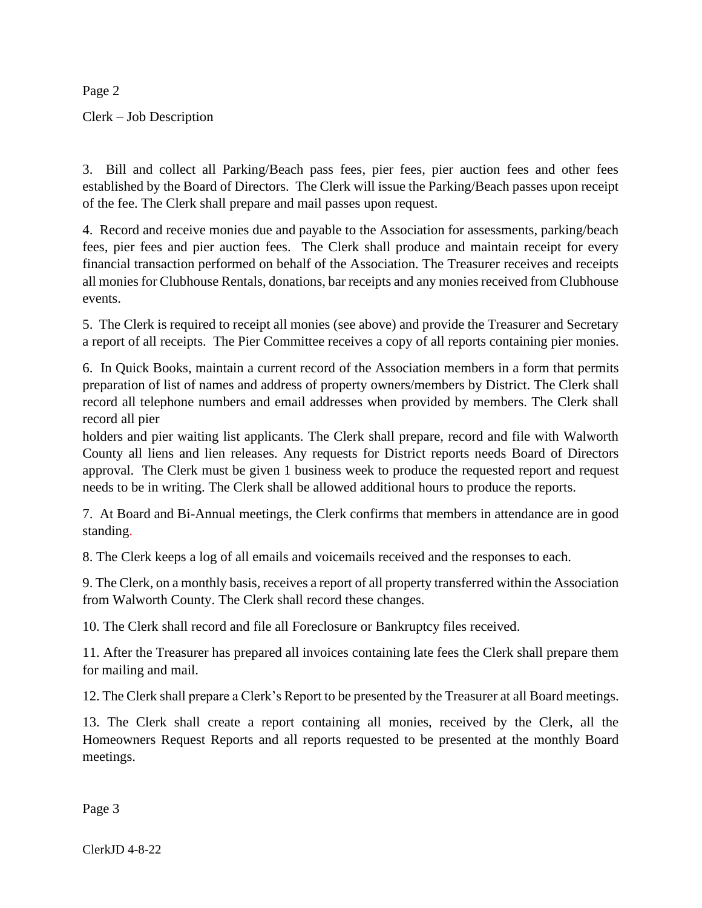3. Bill and collect all Parking/Beach pass fees, pier fees, pier auction fees and other fees established by the Board of Directors. The Clerk will issue the Parking/Beach passes upon receipt of the fee. The Clerk shall prepare and mail passes upon request.

4. Record and receive monies due and payable to the Association for assessments, parking/beach fees, pier fees and pier auction fees. The Clerk shall produce and maintain receipt for every financial transaction performed on behalf of the Association. The Treasurer receives and receipts all monies for Clubhouse Rentals, donations, bar receipts and any monies received from Clubhouse events.

5. The Clerk is required to receipt all monies (see above) and provide the Treasurer and Secretary a report of all receipts. The Pier Committee receives a copy of all reports containing pier monies.

6. In Quick Books, maintain a current record of the Association members in a form that permits preparation of list of names and address of property owners/members by District. The Clerk shall record all telephone numbers and email addresses when provided by members. The Clerk shall record all pier holders and pier waiting list applicants. The Clerk shall prepare, record and file with Walworth County all liens and lien releases. Any requests for District reports needs Board of Directors approval. The Clerk must be given 1 business week to produce the requested report and request needs to be in writing. The Clerk shall be allowed additional hours to produce the reports.

7. At Board and Bi-Annual meetings, the Clerk confirms that members in attendance are in good standing.

8. The Clerk keeps a log of all emails and voicemails received and the responses to each.

9. The Clerk, on a monthly basis, receives a report of all property transferred within the Association from Walworth County. The Clerk shall record these changes.

10. The Clerk shall record and file all Foreclosure or Bankruptcy files received.

11. After the Treasurer has prepared all invoices containing late fees the Clerk shall prepare them for mailing and mail.

12. The Clerk shall prepare a Clerk's Report to be presented by the Treasurer at all Board meetings.

13. The Clerk shall create a report containing all monies, received by the Clerk, all the Homeowners Request Reports and all reports requested to be presented at the monthly Board meetings.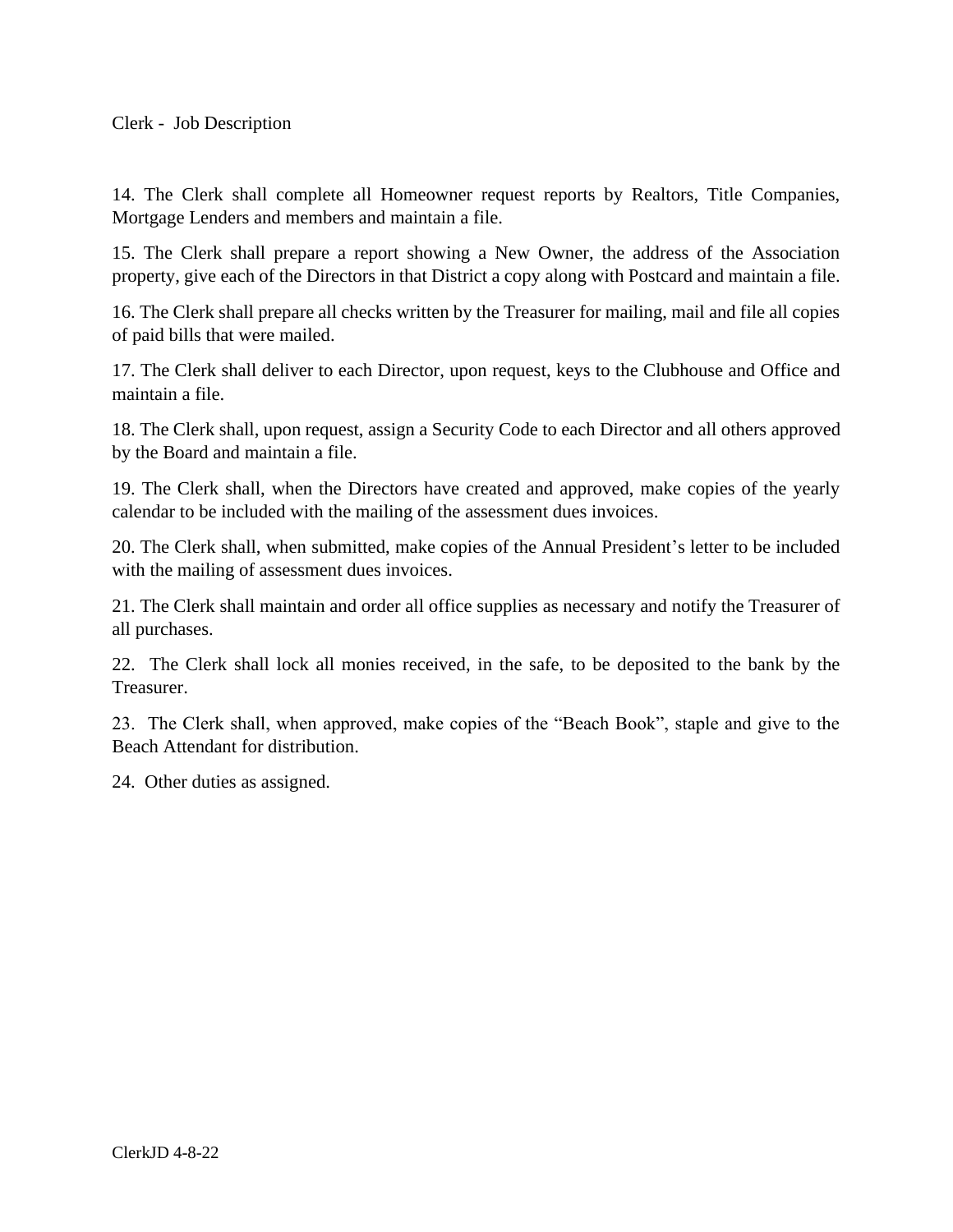14. The Clerk shall complete all Homeowner request reports by Realtors, Title Companies, Mortgage Lenders and members and maintain a file.

15. The Clerk shall prepare a report showing a New Owner, the address of the Association property, give each of the Directors in that District a copy along with Postcard and maintain a file.

16. The Clerk shall prepare all checks written by the Treasurer for mailing, mail and file all copies of paid bills that were mailed.

17. The Clerk shall deliver to each Director, upon request, keys to the Clubhouse and Office and maintain a file.

18. The Clerk shall, upon request, assign a Security Code to each Director and all others approved by the Board and maintain a file.

19. The Clerk shall, when the Directors have created and approved, make copies of the yearly calendar to be included with the mailing of the assessment dues invoices.

20. The Clerk shall, when submitted, make copies of the Annual President's letter to be included with the mailing of assessment dues invoices.

21. The Clerk shall maintain and order all office supplies as necessary and notify the Treasurer of all purchases.

22. The Clerk shall lock all monies received, in the safe, to be deposited to the bank by the Treasurer.

23. The Clerk shall, when approved, make copies of the "Beach Book", staple and give to the Beach Attendant for distribution.

24. Other duties as assigned.